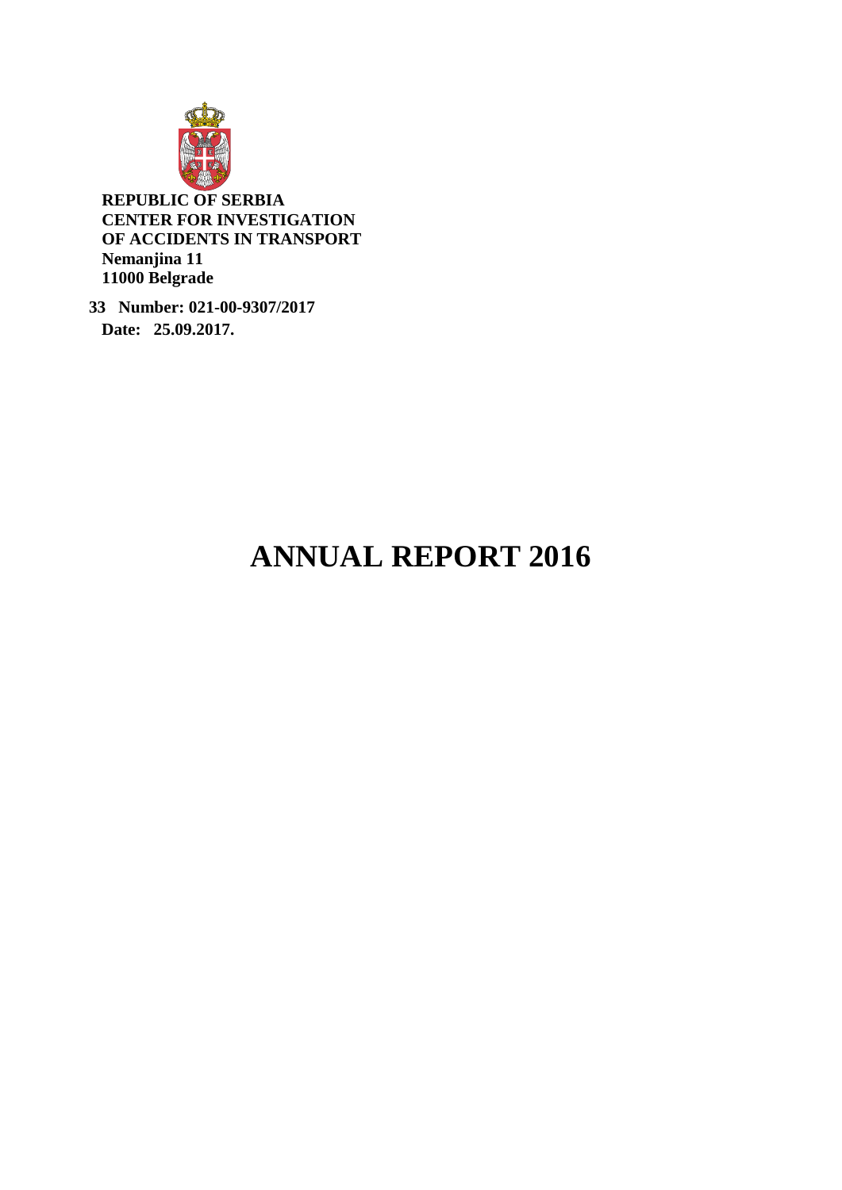**REPUBLIC OF SERBIA**
**CENTER FOR INVESTIGATION**
**OF ACCIDENTS IN TRANSPORT**
**Nemanjina 11**
**11000 Belgrade**

**33 Number: 021-00-9307/2017**
**Date: 25.09.2017.**

# ANNUAL REPORT 2016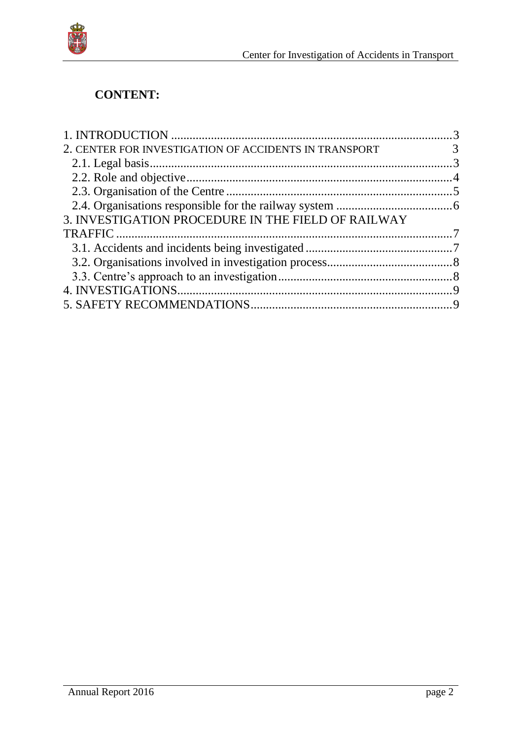## CONTENT:

1. INTRODUCTION ..........................................................................................3
2. CENTER FOR INVESTIGATION OF ACCIDENTS IN TRANSPORT 3
   - 2.1. Legal basis..................................................................................3
   - 2.2. Role and objective.......................................................................4
   - 2.3. Organisation of the Centre ...........................................................5
   - 2.4. Organisations responsible for the railway system .......................6
3. INVESTIGATION PROCEDURE IN THE FIELD OF RAILWAY TRAFFIC ......................................................................................................7
   - 3.1. Accidents and incidents being investigated .................................7
   - 3.2. Organisations involved in investigation process..........................8
   - 3.3. Centre's approach to an investigation..........................................8
4. INVESTIGATIONS.................................................................................9
5. SAFETY RECOMMENDATIONS.........................................................9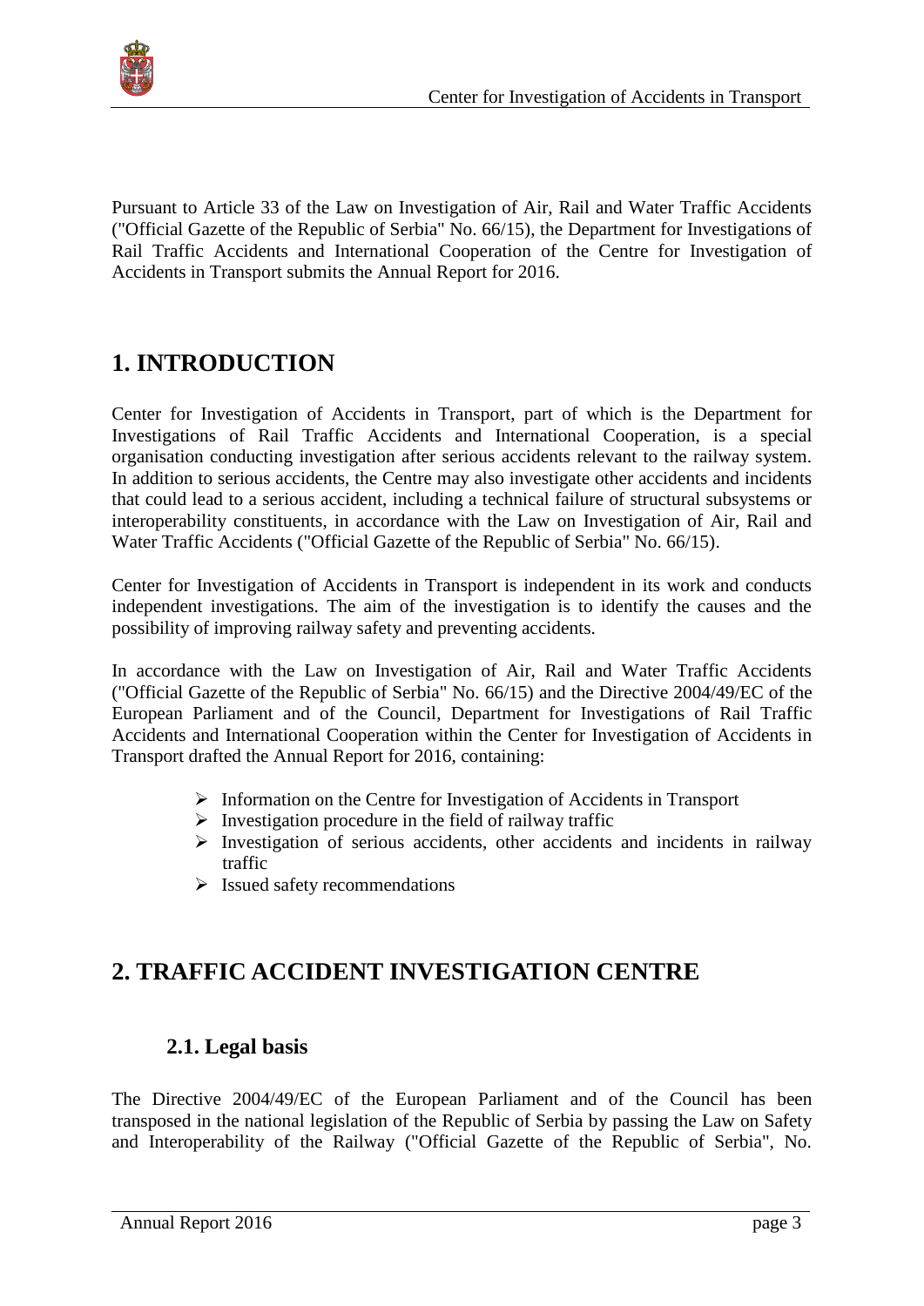Pursuant to Article 33 of the Law on Investigation of Air, Rail and Water Traffic Accidents ("Official Gazette of the Republic of Serbia" No. 66/15), the Department for Investigations of Rail Traffic Accidents and International Cooperation of the Centre for Investigation of Accidents in Transport submits the Annual Report for 2016.

# 1. INTRODUCTION

Center for Investigation of Accidents in Transport, part of which is the Department for Investigations of Rail Traffic Accidents and International Cooperation, is a special organisation conducting investigation after serious accidents relevant to the railway system. In addition to serious accidents, the Centre may also investigate other accidents and incidents that could lead to a serious accident, including a technical failure of structural subsystems or interoperability constituents, in accordance with the Law on Investigation of Air, Rail and Water Traffic Accidents ("Official Gazette of the Republic of Serbia" No. 66/15).

Center for Investigation of Accidents in Transport is independent in its work and conducts independent investigations. The aim of the investigation is to identify the causes and the possibility of improving railway safety and preventing accidents.

In accordance with the Law on Investigation of Air, Rail and Water Traffic Accidents ("Official Gazette of the Republic of Serbia" No. 66/15) and the Directive 2004/49/EC of the European Parliament and of the Council, Department for Investigations of Rail Traffic Accidents and International Cooperation within the Center for Investigation of Accidents in Transport drafted the Annual Report for 2016, containing:

- Information on the Centre for Investigation of Accidents in Transport
- Investigation procedure in the field of railway traffic
- Investigation of serious accidents, other accidents and incidents in railway traffic
- Issued safety recommendations

# 2. TRAFFIC ACCIDENT INVESTIGATION CENTRE

## 2.1. Legal basis

The Directive 2004/49/EC of the European Parliament and of the Council has been transposed in the national legislation of the Republic of Serbia by passing the Law on Safety and Interoperability of the Railway ("Official Gazette of the Republic of Serbia", No.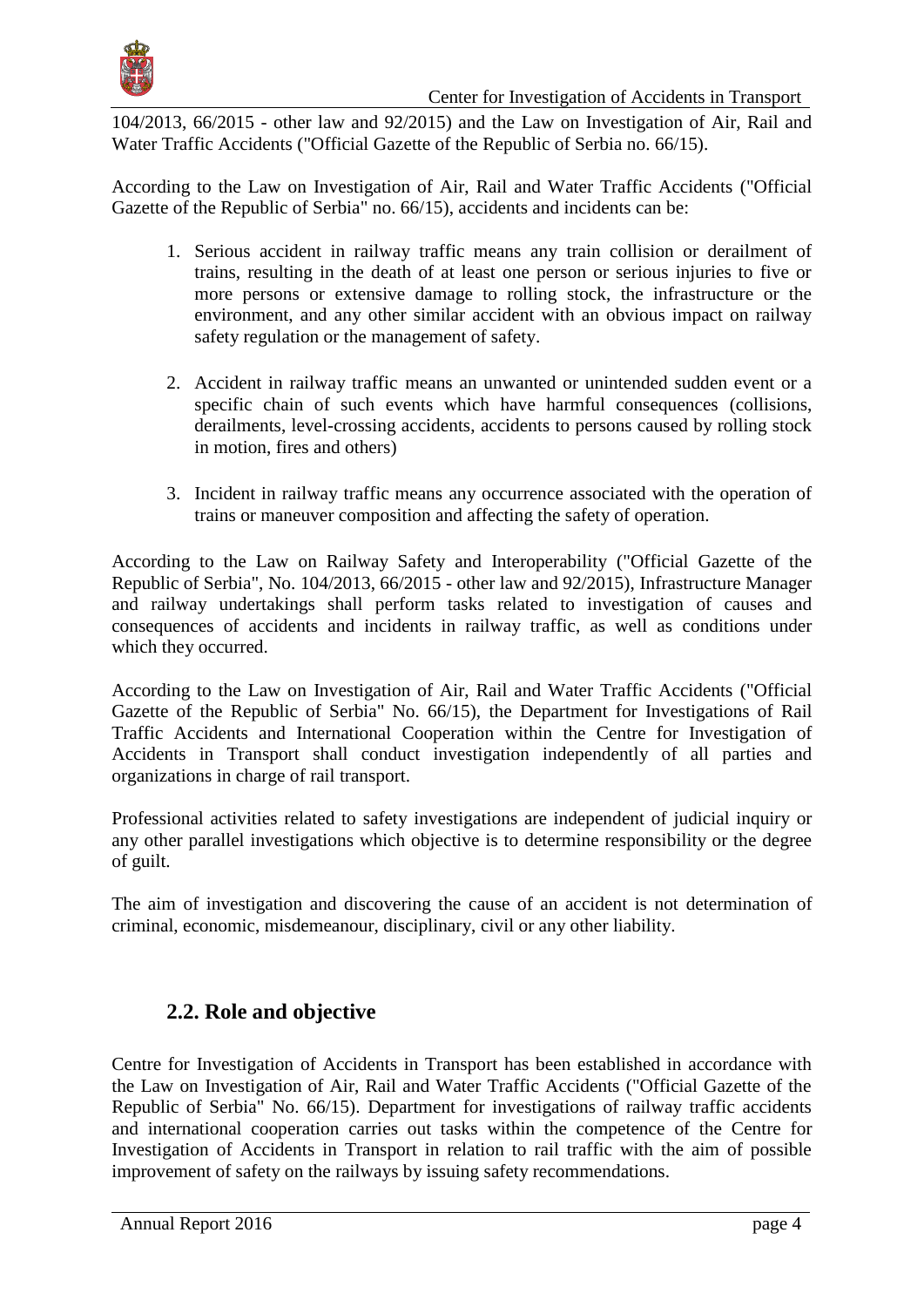104/2013, 66/2015 - other law and 92/2015) and the Law on Investigation of Air, Rail and Water Traffic Accidents ("Official Gazette of the Republic of Serbia no. 66/15).

According to the Law on Investigation of Air, Rail and Water Traffic Accidents ("Official Gazette of the Republic of Serbia" no. 66/15), accidents and incidents can be:

1. Serious accident in railway traffic means any train collision or derailment of trains, resulting in the death of at least one person or serious injuries to five or more persons or extensive damage to rolling stock, the infrastructure or the environment, and any other similar accident with an obvious impact on railway safety regulation or the management of safety.

2. Accident in railway traffic means an unwanted or unintended sudden event or a specific chain of such events which have harmful consequences (collisions, derailments, level-crossing accidents, accidents to persons caused by rolling stock in motion, fires and others)

3. Incident in railway traffic means any occurrence associated with the operation of trains or maneuver composition and affecting the safety of operation.

According to the Law on Railway Safety and Interoperability ("Official Gazette of the Republic of Serbia", No. 104/2013, 66/2015 - other law and 92/2015), Infrastructure Manager and railway undertakings shall perform tasks related to investigation of causes and consequences of accidents and incidents in railway traffic, as well as conditions under which they occurred.

According to the Law on Investigation of Air, Rail and Water Traffic Accidents ("Official Gazette of the Republic of Serbia" No. 66/15), the Department for Investigations of Rail Traffic Accidents and International Cooperation within the Centre for Investigation of Accidents in Transport shall conduct investigation independently of all parties and organizations in charge of rail transport.

Professional activities related to safety investigations are independent of judicial inquiry or any other parallel investigations which objective is to determine responsibility or the degree of guilt.

The aim of investigation and discovering the cause of an accident is not determination of criminal, economic, misdemeanour, disciplinary, civil or any other liability.

## 2.2. Role and objective

Centre for Investigation of Accidents in Transport has been established in accordance with the Law on Investigation of Air, Rail and Water Traffic Accidents ("Official Gazette of the Republic of Serbia" No. 66/15). Department for investigations of railway traffic accidents and international cooperation carries out tasks within the competence of the Centre for Investigation of Accidents in Transport in relation to rail traffic with the aim of possible improvement of safety on the railways by issuing safety recommendations.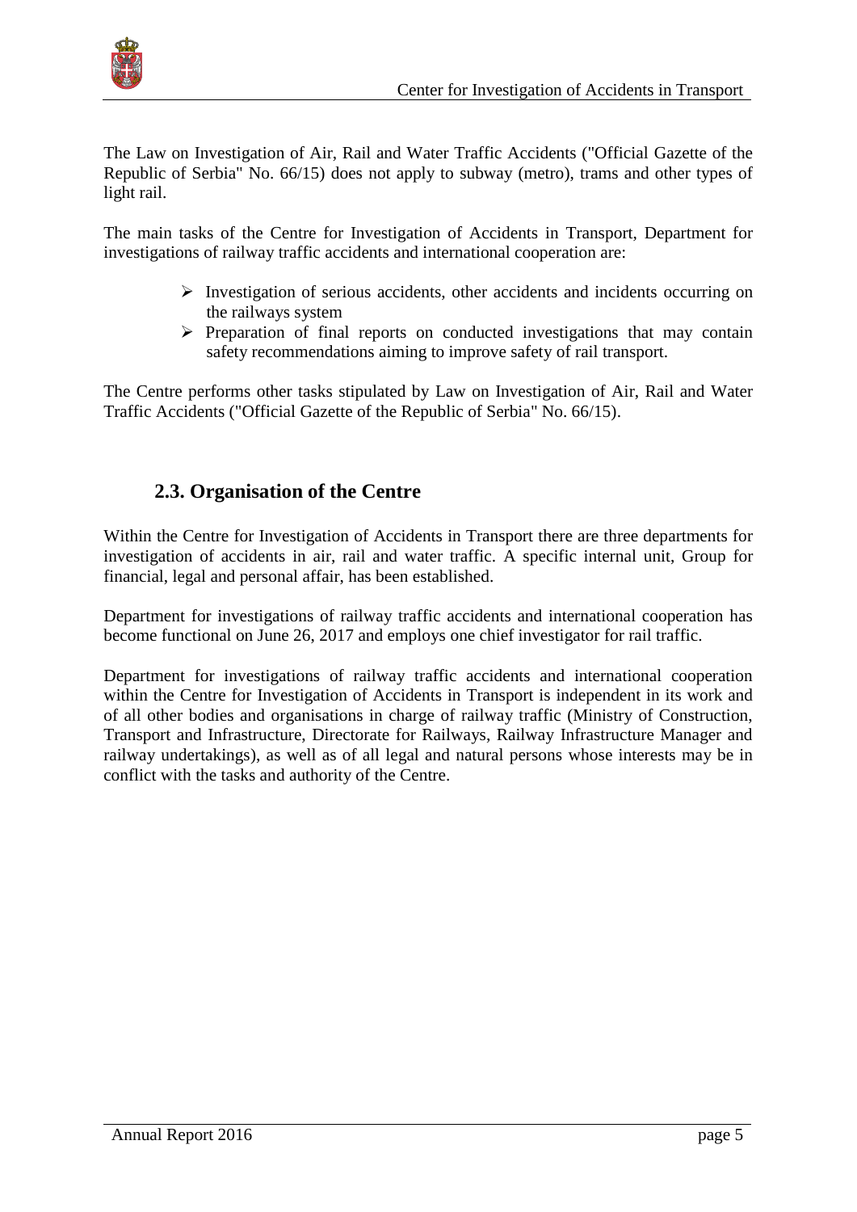The Law on Investigation of Air, Rail and Water Traffic Accidents ("Official Gazette of the Republic of Serbia" No. 66/15) does not apply to subway (metro), trams and other types of light rail.

The main tasks of the Centre for Investigation of Accidents in Transport, Department for investigations of railway traffic accidents and international cooperation are:

- Investigation of serious accidents, other accidents and incidents occurring on the railways system
- Preparation of final reports on conducted investigations that may contain safety recommendations aiming to improve safety of rail transport.

The Centre performs other tasks stipulated by Law on Investigation of Air, Rail and Water Traffic Accidents ("Official Gazette of the Republic of Serbia" No. 66/15).

## 2.3. Organisation of the Centre

Within the Centre for Investigation of Accidents in Transport there are three departments for investigation of accidents in air, rail and water traffic. A specific internal unit, Group for financial, legal and personal affair, has been established.

Department for investigations of railway traffic accidents and international cooperation has become functional on June 26, 2017 and employs one chief investigator for rail traffic.

Department for investigations of railway traffic accidents and international cooperation within the Centre for Investigation of Accidents in Transport is independent in its work and of all other bodies and organisations in charge of railway traffic (Ministry of Construction, Transport and Infrastructure, Directorate for Railways, Railway Infrastructure Manager and railway undertakings), as well as of all legal and natural persons whose interests may be in conflict with the tasks and authority of the Centre.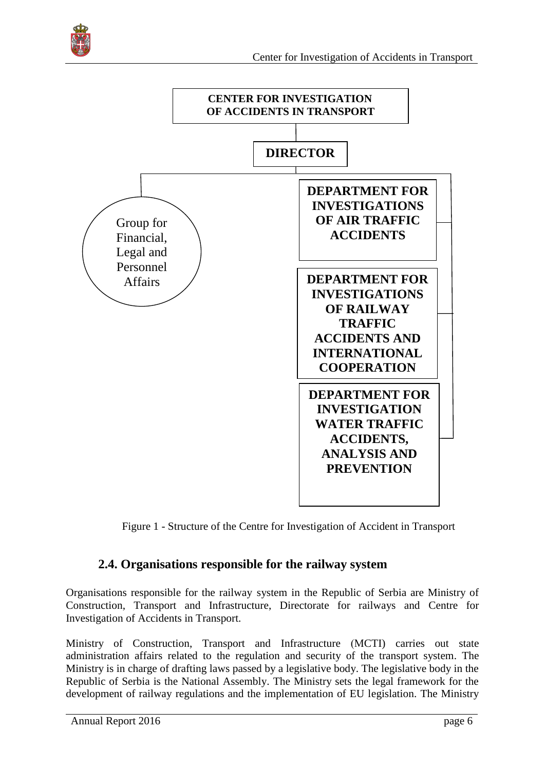CENTER FOR INVESTIGATION OF ACCIDENTS IN TRANSPORT

DIRECTOR

Group for Financial, Legal and Personnel Affairs

DEPARTMENT FOR INVESTIGATIONS OF AIR TRAFFIC ACCIDENTS

DEPARTMENT FOR INVESTIGATIONS OF RAILWAY TRAFFIC ACCIDENTS AND INTERNATIONAL COOPERATION

DEPARTMENT FOR INVESTIGATION WATER TRAFFIC ACCIDENTS, ANALYSIS AND PREVENTION

Figure 1 - Structure of the Centre for Investigation of Accident in Transport

## 2.4. Organisations responsible for the railway system

Organisations responsible for the railway system in the Republic of Serbia are Ministry of Construction, Transport and Infrastructure, Directorate for railways and Centre for Investigation of Accidents in Transport.

Ministry of Construction, Transport and Infrastructure (MCTI) carries out state administration affairs related to the regulation and security of the transport system. The Ministry is in charge of drafting laws passed by a legislative body. The legislative body in the Republic of Serbia is the National Assembly. The Ministry sets the legal framework for the development of railway regulations and the implementation of EU legislation. The Ministry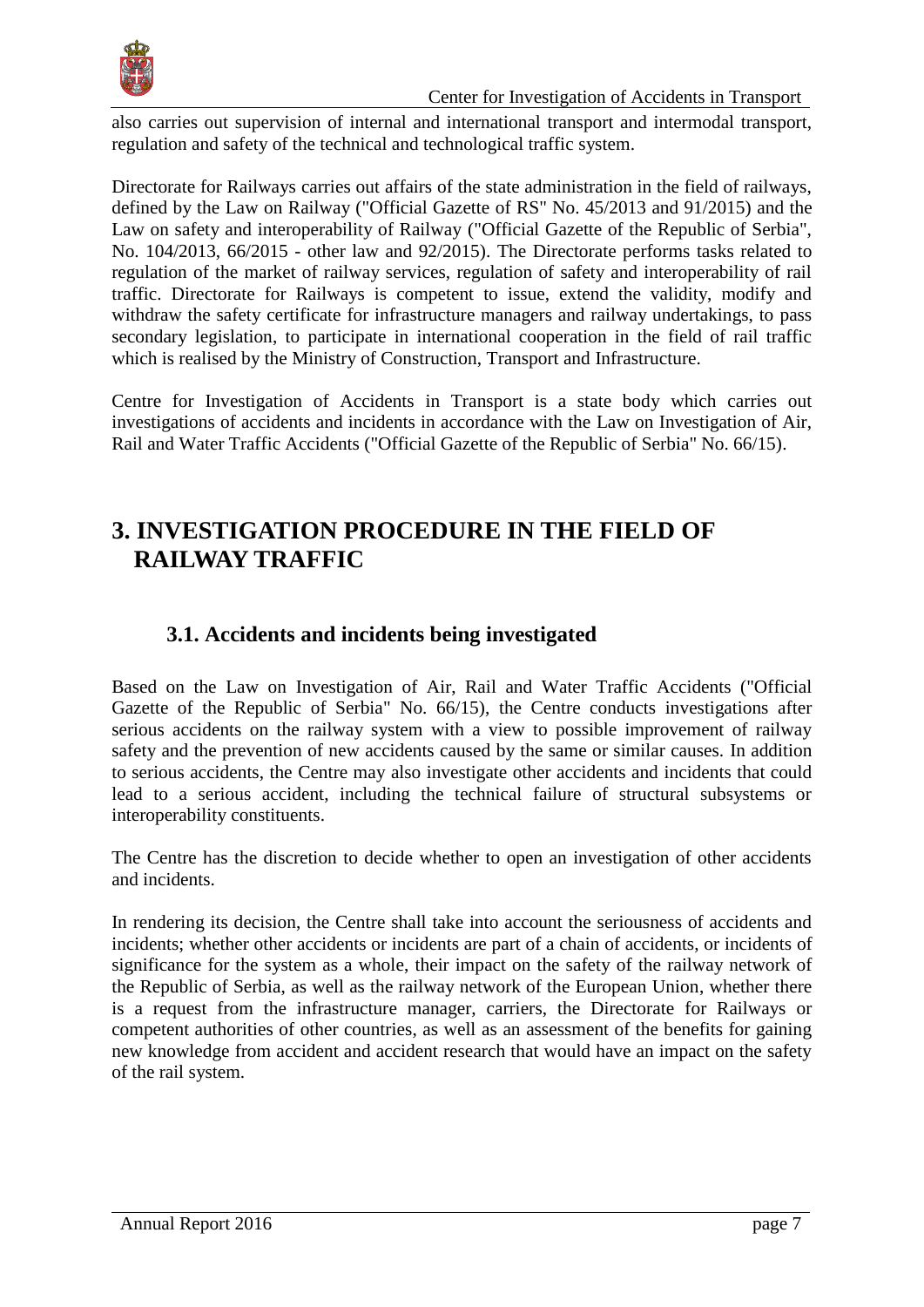also carries out supervision of internal and international transport and intermodal transport, regulation and safety of the technical and technological traffic system.

Directorate for Railways carries out affairs of the state administration in the field of railways, defined by the Law on Railway ("Official Gazette of RS" No. 45/2013 and 91/2015) and the Law on safety and interoperability of Railway ("Official Gazette of the Republic of Serbia", No. 104/2013, 66/2015 - other law and 92/2015). The Directorate performs tasks related to regulation of the market of railway services, regulation of safety and interoperability of rail traffic. Directorate for Railways is competent to issue, extend the validity, modify and withdraw the safety certificate for infrastructure managers and railway undertakings, to pass secondary legislation, to participate in international cooperation in the field of rail traffic which is realised by the Ministry of Construction, Transport and Infrastructure.

Centre for Investigation of Accidents in Transport is a state body which carries out investigations of accidents and incidents in accordance with the Law on Investigation of Air, Rail and Water Traffic Accidents ("Official Gazette of the Republic of Serbia" No. 66/15).

# 3. INVESTIGATION PROCEDURE IN THE FIELD OF RAILWAY TRAFFIC

## 3.1. Accidents and incidents being investigated

Based on the Law on Investigation of Air, Rail and Water Traffic Accidents ("Official Gazette of the Republic of Serbia" No. 66/15), the Centre conducts investigations after serious accidents on the railway system with a view to possible improvement of railway safety and the prevention of new accidents caused by the same or similar causes. In addition to serious accidents, the Centre may also investigate other accidents and incidents that could lead to a serious accident, including the technical failure of structural subsystems or interoperability constituents.

The Centre has the discretion to decide whether to open an investigation of other accidents and incidents.

In rendering its decision, the Centre shall take into account the seriousness of accidents and incidents; whether other accidents or incidents are part of a chain of accidents, or incidents of significance for the system as a whole, their impact on the safety of the railway network of the Republic of Serbia, as well as the railway network of the European Union, whether there is a request from the infrastructure manager, carriers, the Directorate for Railways or competent authorities of other countries, as well as an assessment of the benefits for gaining new knowledge from accident and accident research that would have an impact on the safety of the rail system.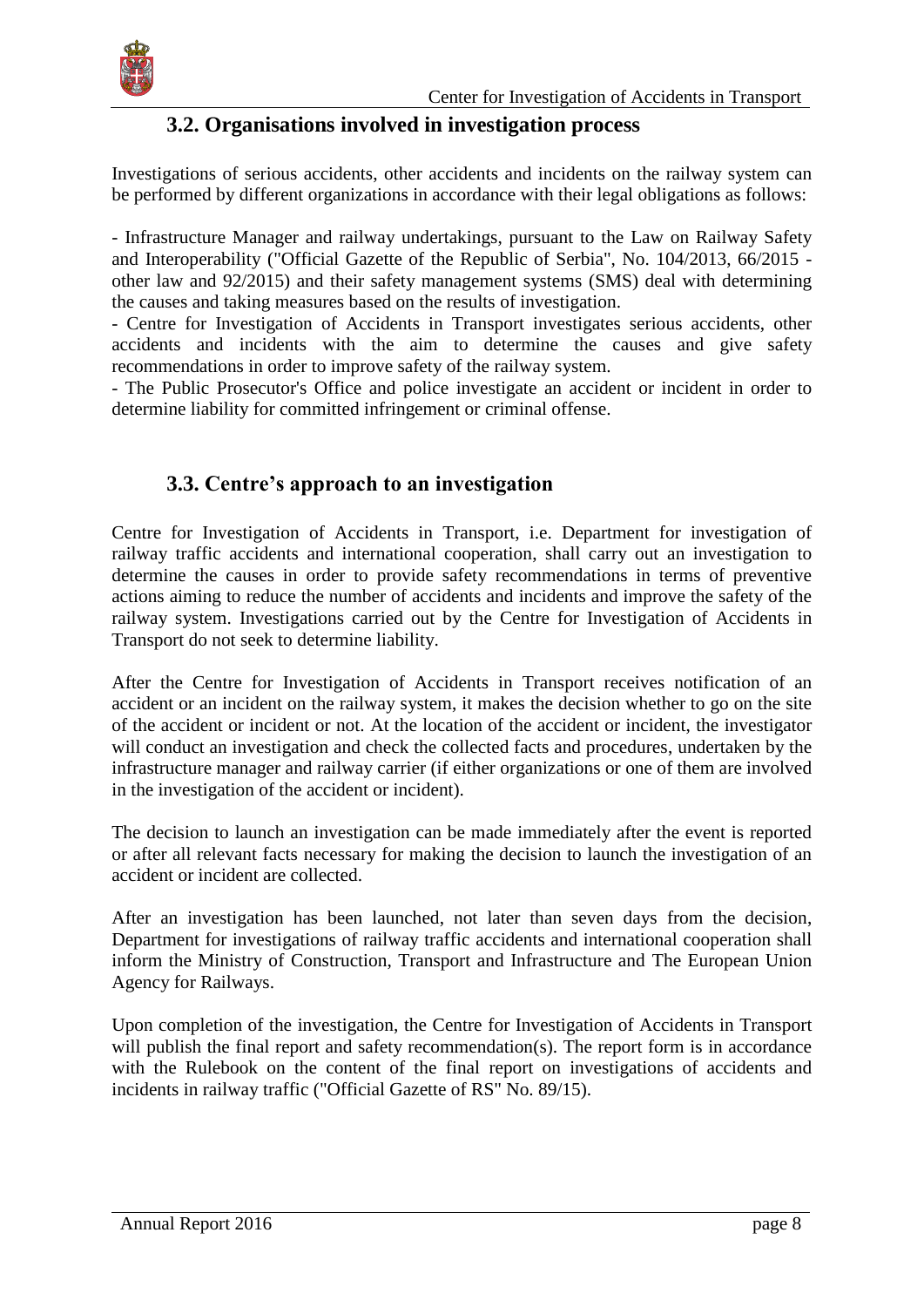## 3.2. Organisations involved in investigation process

Investigations of serious accidents, other accidents and incidents on the railway system can be performed by different organizations in accordance with their legal obligations as follows:

- Infrastructure Manager and railway undertakings, pursuant to the Law on Railway Safety and Interoperability ("Official Gazette of the Republic of Serbia", No. 104/2013, 66/2015 - other law and 92/2015) and their safety management systems (SMS) deal with determining the causes and taking measures based on the results of investigation.
- Centre for Investigation of Accidents in Transport investigates serious accidents, other accidents and incidents with the aim to determine the causes and give safety recommendations in order to improve safety of the railway system.
- The Public Prosecutor's Office and police investigate an accident or incident in order to determine liability for committed infringement or criminal offense.

## 3.3. Centre's approach to an investigation

Centre for Investigation of Accidents in Transport, i.e. Department for investigation of railway traffic accidents and international cooperation, shall carry out an investigation to determine the causes in order to provide safety recommendations in terms of preventive actions aiming to reduce the number of accidents and incidents and improve the safety of the railway system. Investigations carried out by the Centre for Investigation of Accidents in Transport do not seek to determine liability.

After the Centre for Investigation of Accidents in Transport receives notification of an accident or an incident on the railway system, it makes the decision whether to go on the site of the accident or incident or not. At the location of the accident or incident, the investigator will conduct an investigation and check the collected facts and procedures, undertaken by the infrastructure manager and railway carrier (if either organizations or one of them are involved in the investigation of the accident or incident).

The decision to launch an investigation can be made immediately after the event is reported or after all relevant facts necessary for making the decision to launch the investigation of an accident or incident are collected.

After an investigation has been launched, not later than seven days from the decision, Department for investigations of railway traffic accidents and international cooperation shall inform the Ministry of Construction, Transport and Infrastructure and The European Union Agency for Railways.

Upon completion of the investigation, the Centre for Investigation of Accidents in Transport will publish the final report and safety recommendation(s). The report form is in accordance with the Rulebook on the content of the final report on investigations of accidents and incidents in railway traffic ("Official Gazette of RS" No. 89/15).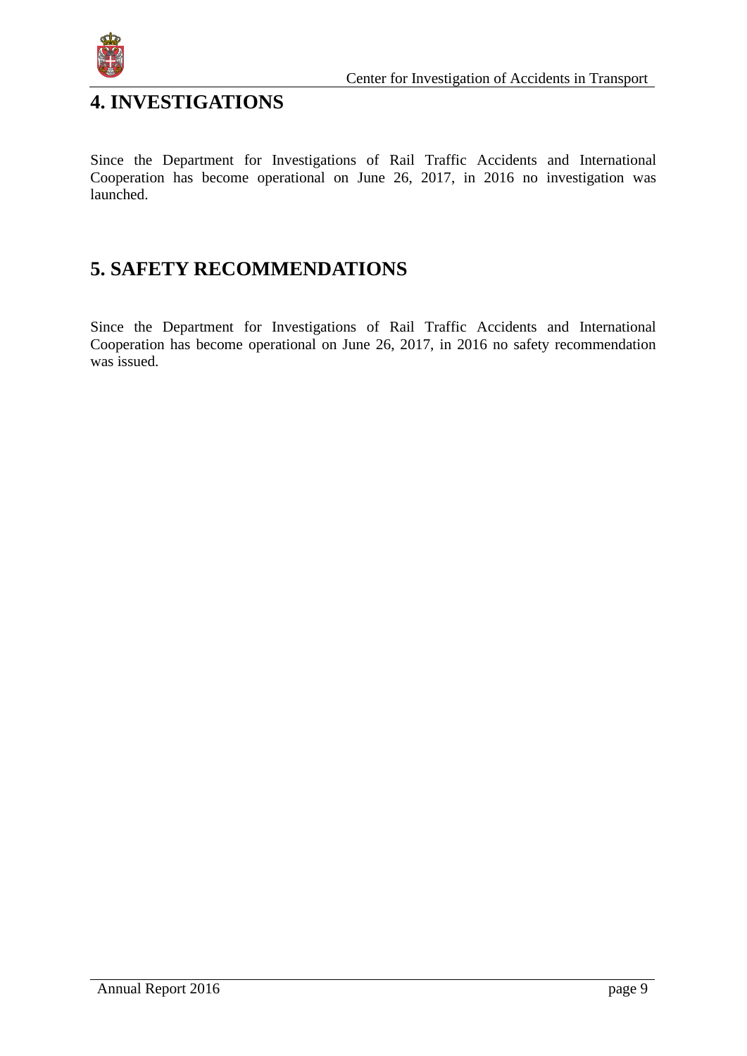# 4. INVESTIGATIONS

Since the Department for Investigations of Rail Traffic Accidents and International Cooperation has become operational on June 26, 2017, in 2016 no investigation was launched.

# 5. SAFETY RECOMMENDATIONS

Since the Department for Investigations of Rail Traffic Accidents and International Cooperation has become operational on June 26, 2017, in 2016 no safety recommendation was issued.